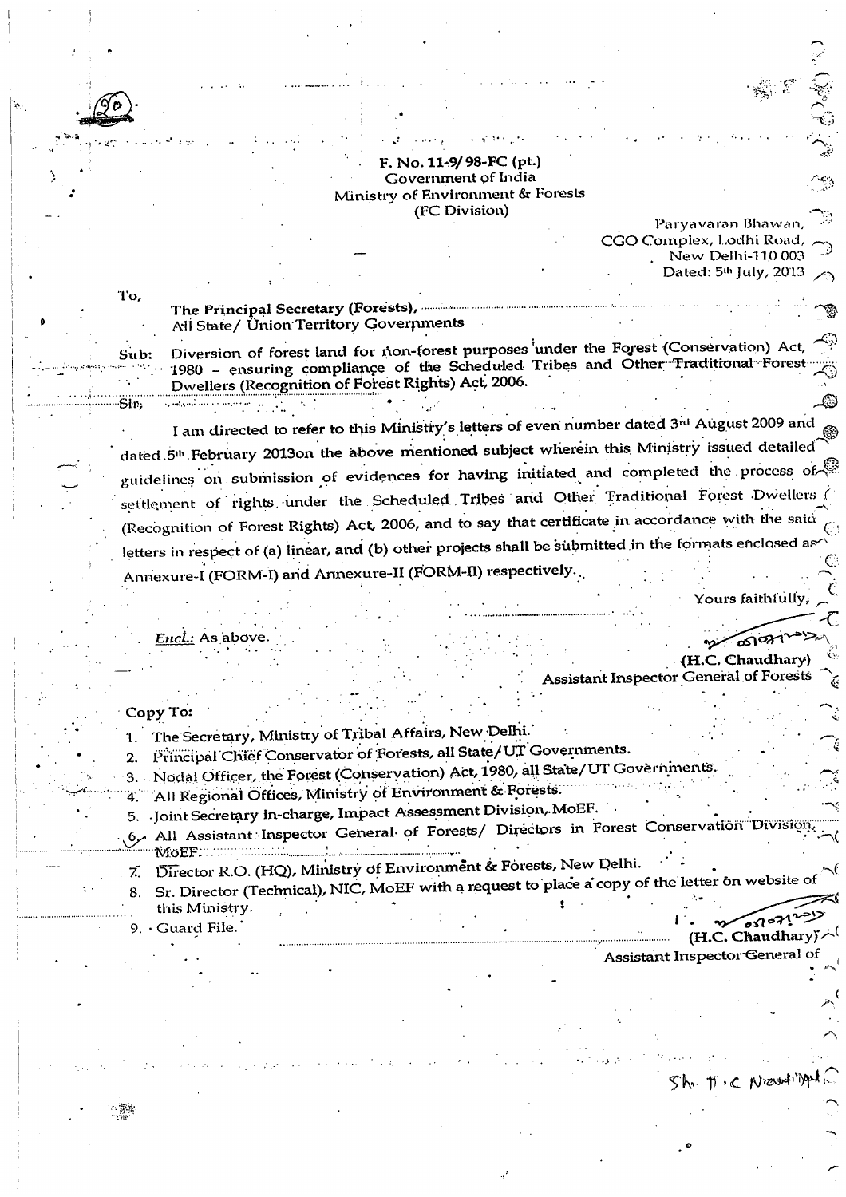F. No. 11-9/98-FC (pt.)
Government of India
Ministry of Environment & Forests
(FC Division)

Paryavaran Bhawan,
CGO Complex, Lodhi Road,
New Delhi-110 003
Dated: 5th July, 2013

To,

The Principal Secretary (Forests),
All State/ Union Territory Governments

**Sub:** Diversion of forest land for non-forest purposes under the Forest (Conservation) Act, 1980 – ensuring compliance of the Scheduled Tribes and Other Traditional Forest Dwellers (Recognition of Forest Rights) Act, 2006.

Sir,

I am directed to refer to this Ministry's letters of even number dated 3rd August 2009 and dated 5th February 2013on the above mentioned subject wherein this Ministry issued detailed guidelines on submission of evidences for having initiated and completed the process of settlement of rights under the Scheduled Tribes and Other Traditional Forest Dwellers (Recognition of Forest Rights) Act, 2006, and to say that certificate in accordance with the said letters in respect of (a) linear, and (b) other projects shall be submitted in the formats enclosed as Annexure-I (FORM-I) and Annexure-II (FORM-II) respectively.

Yours faithfully,

*Encl.:* As above.

(H.C. Chaudhary)
Assistant Inspector General of Forests

Copy To:

1. The Secretary, Ministry of Tribal Affairs, New Delhi.
2. Principal Chief Conservator of Forests, all State/UT Governments.
3. Nodal Officer, the Forest (Conservation) Act, 1980, all State/UT Governments.
4. All Regional Offices, Ministry of Environment & Forests.
5. Joint Secretary in-charge, Impact Assessment Division, MoEF.
6. All Assistant Inspector General of Forests/ Directors in Forest Conservation Division, MoEF.
7. Director R.O. (HQ), Ministry of Environment & Forests, New Delhi.
8. Sr. Director (Technical), NIC, MoEF with a request to place a copy of the letter on website of this Ministry.
9. Guard File.

(H.C. Chaudhary)
Assistant Inspector General of

Sh. T.C Nautiyal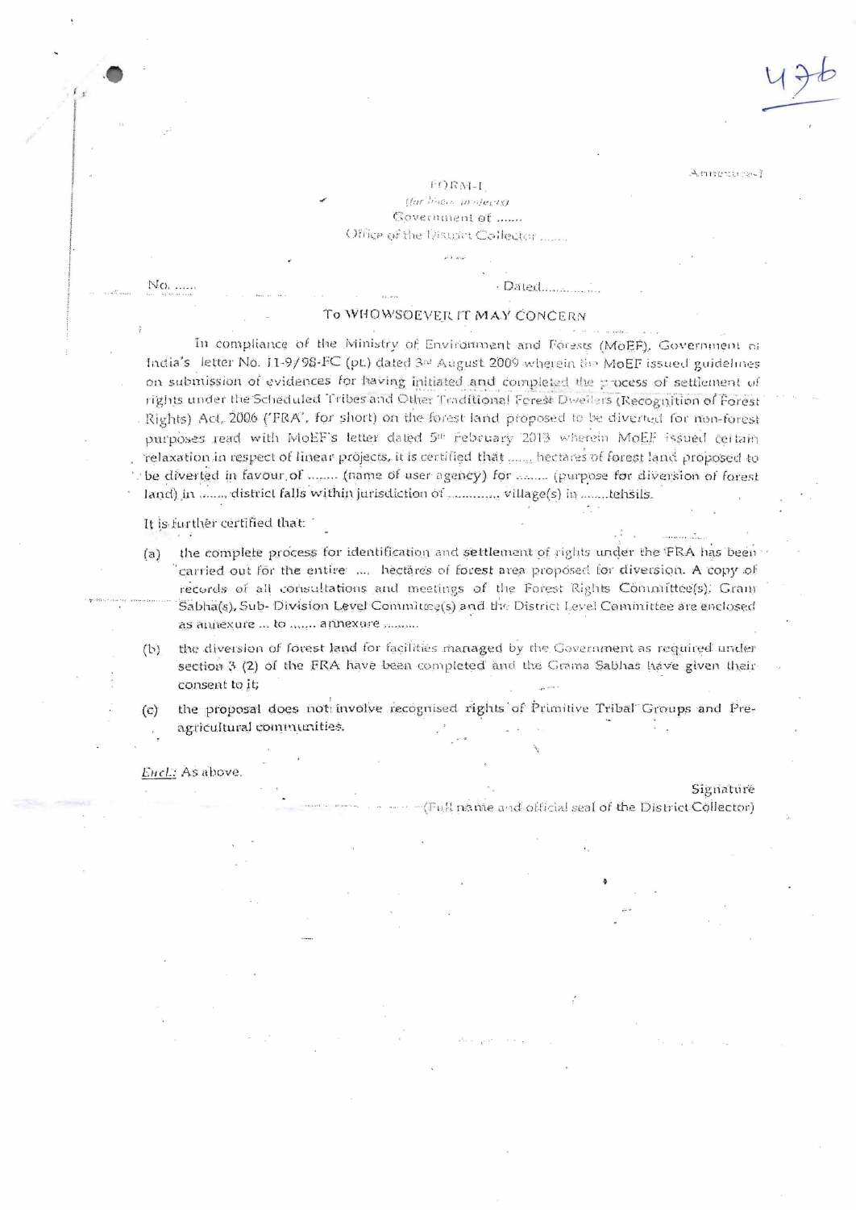Annexure-I

FORM-I

(for linear projects)

Government of .......

Office of the District Collector .......

No. ......                                                                 Dated..................

## To WHOMSOEVER IT MAY CONCERN

In compliance of the Ministry of Environment and Forests (MoEF), Government of India's letter No. 11-9/98-FC (pt.) dated 3rd August 2009 wherein the MoEF issued guidelines on submission of evidences for having initiated and completed the process of settlement of rights under the Scheduled Tribes and Other Traditional Forest Dwellers (Recognition of Forest Rights) Act, 2006 ('FRA', for short) on the forest land proposed to be diverted for non-forest purposes read with MoEF's letter dated 5th February 2013 wherein MoEF issued certain relaxation in respect of linear projects, it is certified that ...... hectares of forest land proposed to be diverted in favour of ........ (name of user agency) for ........ (purpose for diversion of forest land) in ......, district falls within jurisdiction of ............ village(s) in ........tehsils.

It is further certified that:

(a) the complete process for identification and settlement of rights under the FRA has been carried out for the entire .... hectares of forest area proposed for diversion. A copy of records of all consultations and meetings of the Forest Rights Committee(s), Gram Sabha(s), Sub- Division Level Committee(s) and the District Level Committee are enclosed as annexure ... to ...... annexure ..........

(b) the diversion of forest land for facilities managed by the Government as required under section 3 (2) of the FRA have been completed and the Grama Sabhas have given their consent to it;

(c) the proposal does not involve recognised rights of Primitive Tribal Groups and Pre-agricultural communities.

*Encl.:* As above.

Signature

(Full name and official seal of the District Collector)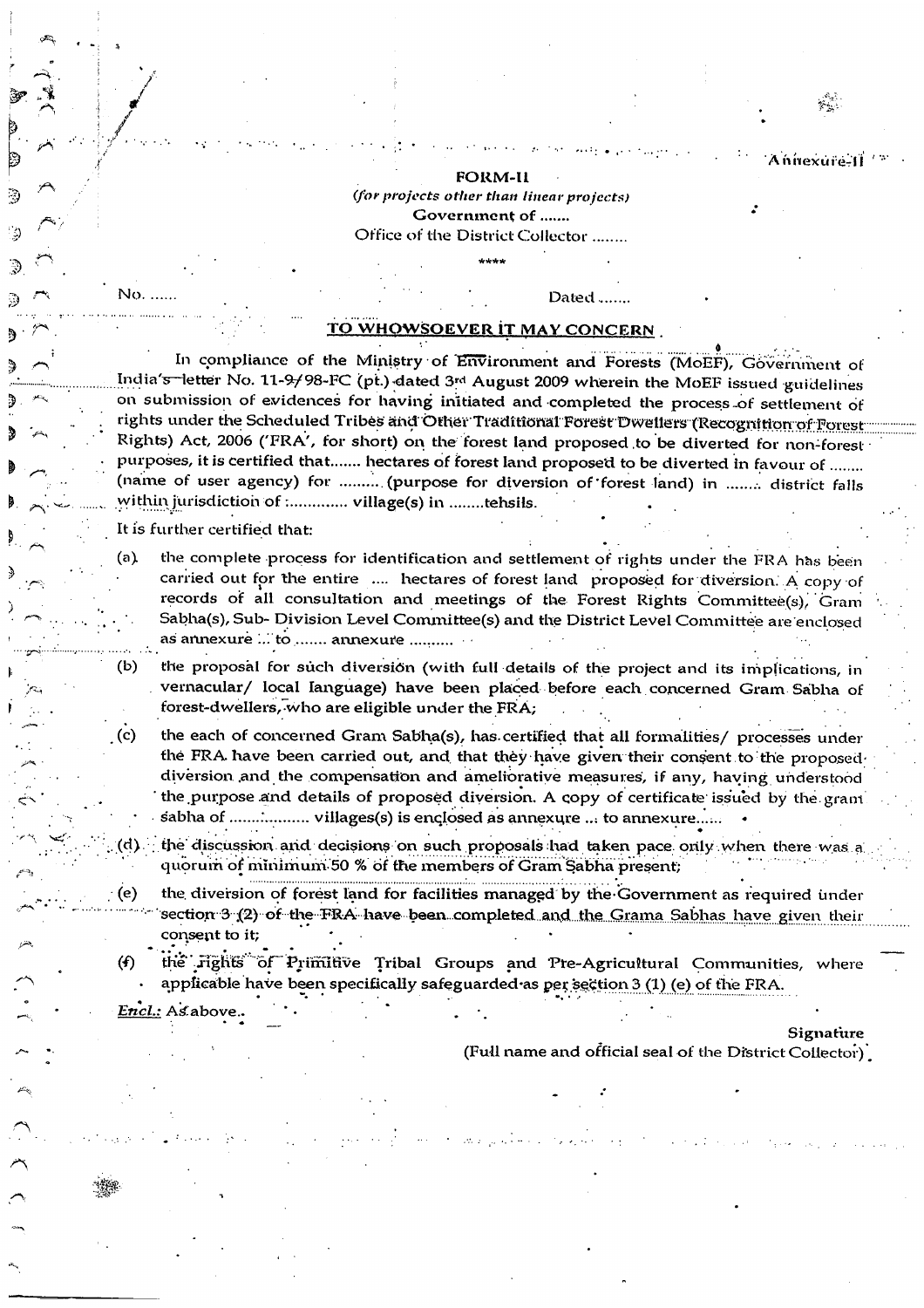Annexure-II

**FORM-II**

*(for projects other than linear projects)*

**Government of .......**

Office of the District Collector ........

\*\*\*\*

No. ......                                                                                     Dated .......

**TO WHOWSOEVER IT MAY CONCERN**

In compliance of the Ministry of Environment and Forests (MoEF), Government of India's letter No. 11-9/98-FC (pt.) dated 3rd August 2009 wherein the MoEF issued guidelines on submission of evidences for having initiated and completed the process of settlement of rights under the Scheduled Tribes and Other Traditional Forest Dwellers (Recognition of Forest Rights) Act, 2006 ('FRA', for short) on the forest land proposed to be diverted for non-forest purposes, it is certified that....... hectares of forest land proposed to be diverted in favour of ........ (name of user agency) for ......... (purpose for diversion of forest land) in ........ district falls within jurisdiction of :............ village(s) in ........tehsils.

It is further certified that:

(a) the complete process for identification and settlement of rights under the FRA has been carried out for the entire .... hectares of forest land proposed for diversion. A copy of records of all consultation and meetings of the Forest Rights Committee(s), Gram Sabha(s), Sub- Division Level Committee(s) and the District Level Committee are enclosed as annexure ... to ....... annexure ..........

(b) the proposal for such diversion (with full details of the project and its implications, in vernacular/ local language) have been placed before each concerned Gram Sabha of forest-dwellers, who are eligible under the FRA;

(c) the each of concerned Gram Sabha(s), has certified that all formalities/ processes under the FRA have been carried out, and that they have given their consent to the proposed diversion and the compensation and ameliorative measures, if any, having understood the purpose and details of proposed diversion. A copy of certificate issued by the gram sabha of ............... villages(s) is enclosed as annexure ... to annexure......

(d) the discussion and decisions on such proposals had taken pace only when there was a quorum of minimum 50 % of the members of Gram Sabha present;

(e) the diversion of forest land for facilities managed by the Government as required under section 3 (2) of the FRA have been completed and the Grama Sabhas have given their consent to it;

(f) the rights of Primitive Tribal Groups and Pre-Agricultural Communities, where applicable have been specifically safeguarded as per section 3 (1) (e) of the FRA.

*Encl.:* As above.

**Signature**

(Full name and official seal of the District Collector)